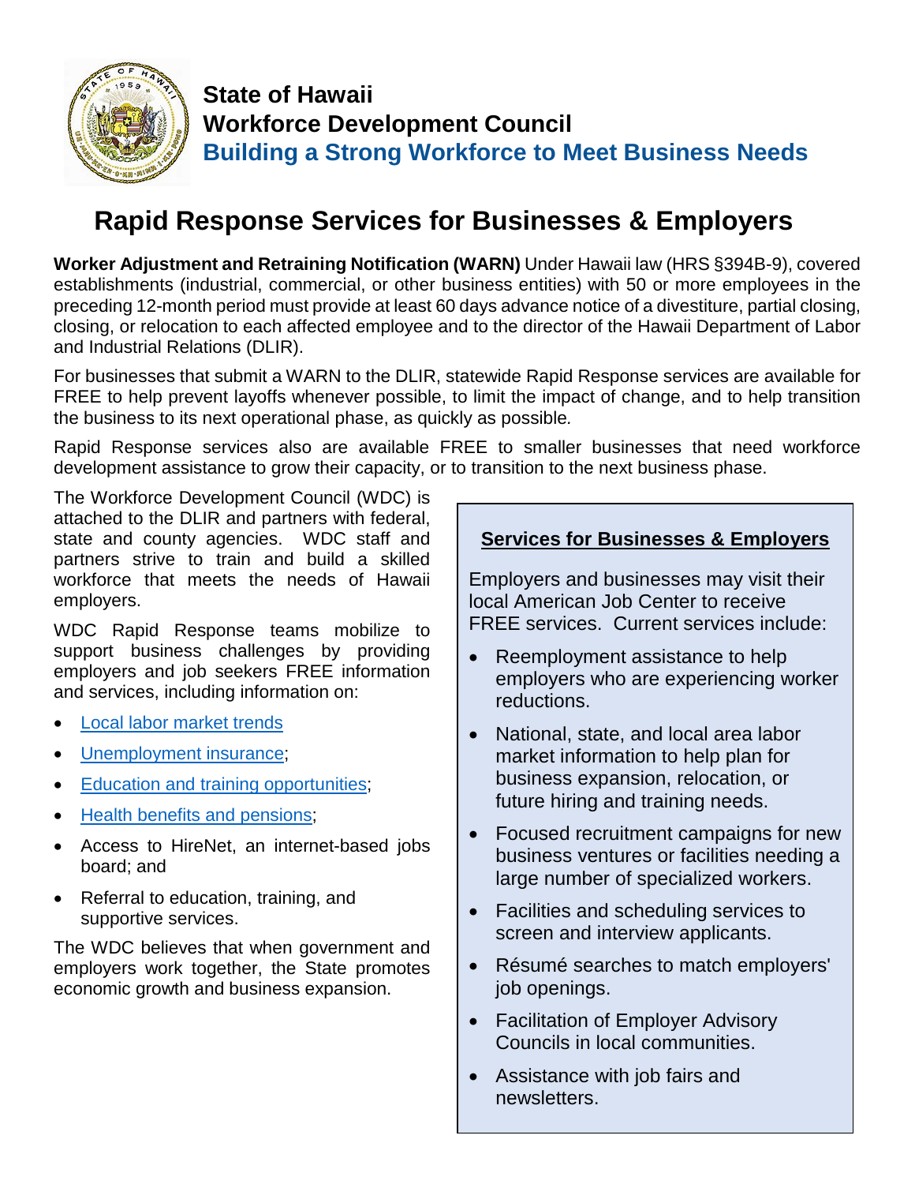**State of Hawaii**
**Workforce Development Council**
**Building a Strong Workforce to Meet Business Needs**

# Rapid Response Services for Businesses & Employers

**Worker Adjustment and Retraining Notification (WARN)** Under Hawaii law (HRS §394B-9), covered establishments (industrial, commercial, or other business entities) with 50 or more employees in the preceding 12-month period must provide at least 60 days advance notice of a divestiture, partial closing, closing, or relocation to each affected employee and to the director of the Hawaii Department of Labor and Industrial Relations (DLIR).

For businesses that submit a WARN to the DLIR, statewide Rapid Response services are available for FREE to help prevent layoffs whenever possible, to limit the impact of change, and to help transition the business to its next operational phase, as quickly as possible.

Rapid Response services also are available FREE to smaller businesses that need workforce development assistance to grow their capacity, or to transition to the next business phase.

The Workforce Development Council (WDC) is attached to the DLIR and partners with federal, state and county agencies. WDC staff and partners strive to train and build a skilled workforce that meets the needs of Hawaii employers.

WDC Rapid Response teams mobilize to support business challenges by providing employers and job seekers FREE information and services, including information on:

- Local labor market trends
- Unemployment insurance;
- Education and training opportunities;
- Health benefits and pensions;
- Access to HireNet, an internet-based jobs board; and
- Referral to education, training, and supportive services.

The WDC believes that when government and employers work together, the State promotes economic growth and business expansion.

## Services for Businesses & Employers

Employers and businesses may visit their local American Job Center to receive FREE services. Current services include:

- Reemployment assistance to help employers who are experiencing worker reductions.
- National, state, and local area labor market information to help plan for business expansion, relocation, or future hiring and training needs.
- Focused recruitment campaigns for new business ventures or facilities needing a large number of specialized workers.
- Facilities and scheduling services to screen and interview applicants.
- Résumé searches to match employers' job openings.
- Facilitation of Employer Advisory Councils in local communities.
- Assistance with job fairs and newsletters.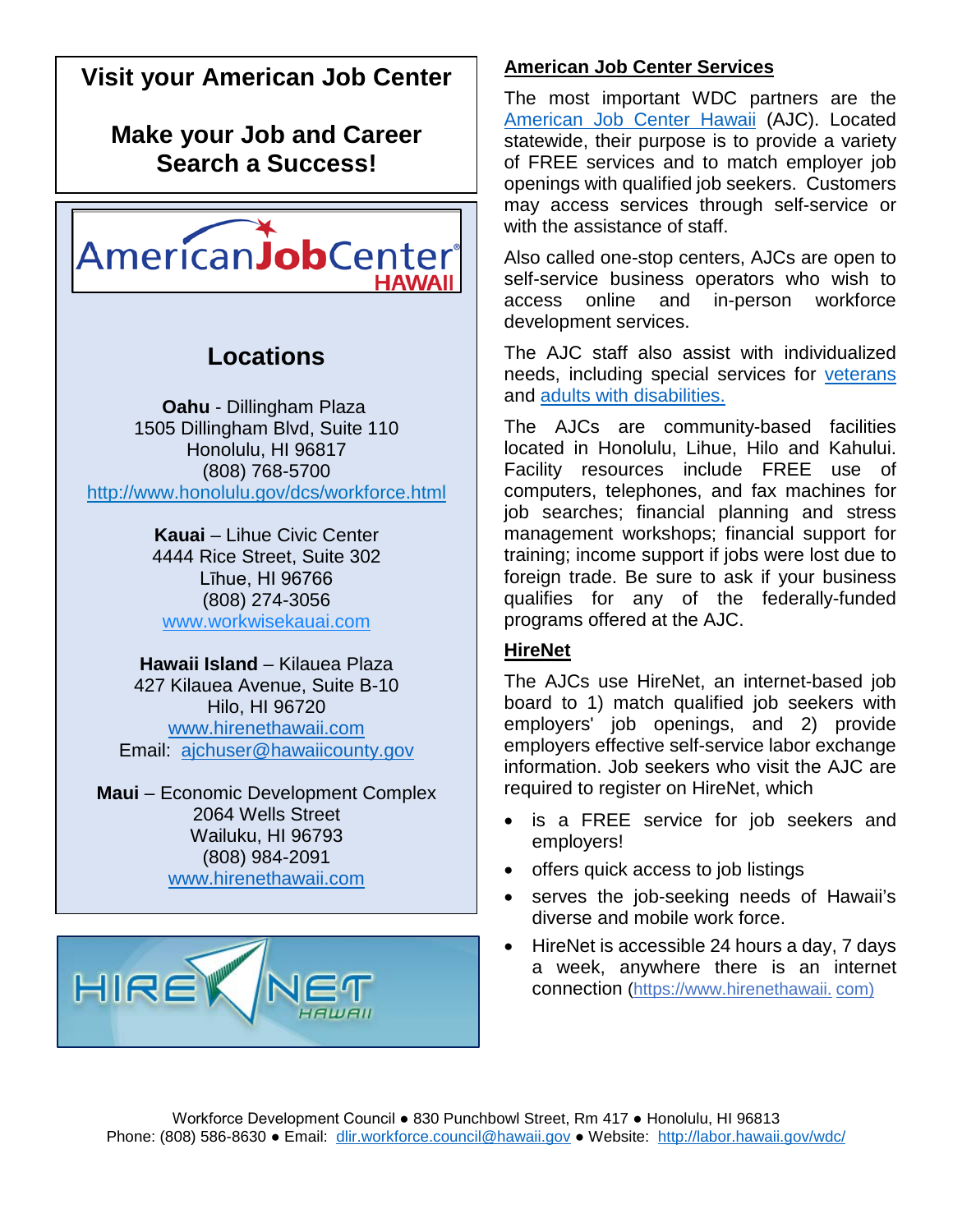# Visit your American Job Center

## Make your Job and Career Search a Success!

AmericanJobCenter HAWAII

## Locations

**Oahu** - Dillingham Plaza
1505 Dillingham Blvd, Suite 110
Honolulu, HI 96817
(808) 768-5700
http://www.honolulu.gov/dcs/workforce.html

**Kauai** – Lihue Civic Center
4444 Rice Street, Suite 302
Līhue, HI 96766
(808) 274-3056
www.workwisekauai.com

**Hawaii Island** – Kilauea Plaza
427 Kilauea Avenue, Suite B-10
Hilo, HI 96720
www.hirenethawaii.com
Email: ajchuser@hawaiicounty.gov

**Maui** – Economic Development Complex
2064 Wells Street
Wailuku, HI 96793
(808) 984-2091
www.hirenethawaii.com

HIRE NET HAWAII

## American Job Center Services

The most important WDC partners are the American Job Center Hawaii (AJC). Located statewide, their purpose is to provide a variety of FREE services and to match employer job openings with qualified job seekers. Customers may access services through self-service or with the assistance of staff.

Also called one-stop centers, AJCs are open to self-service business operators who wish to access online and in-person workforce development services.

The AJC staff also assist with individualized needs, including special services for veterans and adults with disabilities.

The AJCs are community-based facilities located in Honolulu, Lihue, Hilo and Kahului. Facility resources include FREE use of computers, telephones, and fax machines for job searches; financial planning and stress management workshops; financial support for training; income support if jobs were lost due to foreign trade. Be sure to ask if your business qualifies for any of the federally-funded programs offered at the AJC.

## HireNet

The AJCs use HireNet, an internet-based job board to 1) match qualified job seekers with employers' job openings, and 2) provide employers effective self-service labor exchange information. Job seekers who visit the AJC are required to register on HireNet, which

- is a FREE service for job seekers and employers!
- offers quick access to job listings
- serves the job-seeking needs of Hawaii's diverse and mobile work force.
- HireNet is accessible 24 hours a day, 7 days a week, anywhere there is an internet connection (https://www.hirenethawaii. com)

Workforce Development Council ● 830 Punchbowl Street, Rm 417 ● Honolulu, HI 96813
Phone: (808) 586-8630 ● Email: dlir.workforce.council@hawaii.gov ● Website: http://labor.hawaii.gov/wdc/